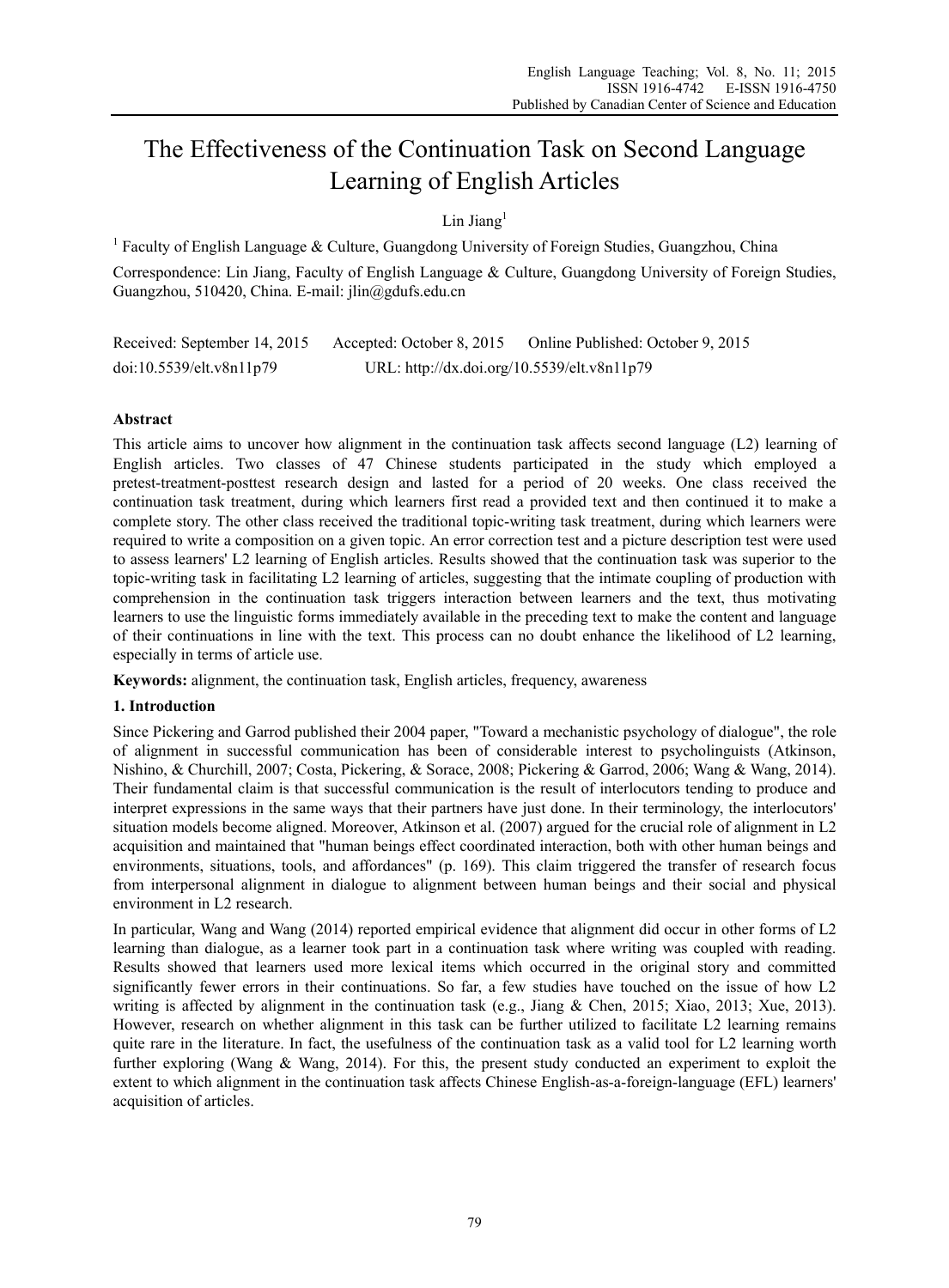# The Effectiveness of the Continuation Task on Second Language Learning of English Articles

Lin Jiang[1]

[1] Faculty of English Language & Culture, Guangdong University of Foreign Studies, Guangzhou, China

Correspondence: Lin Jiang, Faculty of English Language & Culture, Guangdong University of Foreign Studies, Guangzhou, 510420, China. E-mail: jlin@gdufs.edu.cn

Received: September 14, 2015 Accepted: October 8, 2015 Online Published: October 9, 2015

doi:10.5539/elt.v8n11p79 URL: http://dx.doi.org/10.5539/elt.v8n11p79

## Abstract

This article aims to uncover how alignment in the continuation task affects second language (L2) learning of English articles. Two classes of 47 Chinese students participated in the study which employed a pretest-treatment-posttest research design and lasted for a period of 20 weeks. One class received the continuation task treatment, during which learners first read a provided text and then continued it to make a complete story. The other class received the traditional topic-writing task treatment, during which learners were required to write a composition on a given topic. An error correction test and a picture description test were used to assess learners' L2 learning of English articles. Results showed that the continuation task was superior to the topic-writing task in facilitating L2 learning of articles, suggesting that the intimate coupling of production with comprehension in the continuation task triggers interaction between learners and the text, thus motivating learners to use the linguistic forms immediately available in the preceding text to make the content and language of their continuations in line with the text. This process can no doubt enhance the likelihood of L2 learning, especially in terms of article use.

**Keywords:** alignment, the continuation task, English articles, frequency, awareness

## 1. Introduction

Since Pickering and Garrod published their 2004 paper, "Toward a mechanistic psychology of dialogue", the role of alignment in successful communication has been of considerable interest to psycholinguists (Atkinson, Nishino, & Churchill, 2007; Costa, Pickering, & Sorace, 2008; Pickering & Garrod, 2006; Wang & Wang, 2014). Their fundamental claim is that successful communication is the result of interlocutors tending to produce and interpret expressions in the same ways that their partners have just done. In their terminology, the interlocutors' situation models become aligned. Moreover, Atkinson et al. (2007) argued for the crucial role of alignment in L2 acquisition and maintained that "human beings effect coordinated interaction, both with other human beings and environments, situations, tools, and affordances" (p. 169). This claim triggered the transfer of research focus from interpersonal alignment in dialogue to alignment between human beings and their social and physical environment in L2 research.

In particular, Wang and Wang (2014) reported empirical evidence that alignment did occur in other forms of L2 learning than dialogue, as a learner took part in a continuation task where writing was coupled with reading. Results showed that learners used more lexical items which occurred in the original story and committed significantly fewer errors in their continuations. So far, a few studies have touched on the issue of how L2 writing is affected by alignment in the continuation task (e.g., Jiang & Chen, 2015; Xiao, 2013; Xue, 2013). However, research on whether alignment in this task can be further utilized to facilitate L2 learning remains quite rare in the literature. In fact, the usefulness of the continuation task as a valid tool for L2 learning worth further exploring (Wang & Wang, 2014). For this, the present study conducted an experiment to exploit the extent to which alignment in the continuation task affects Chinese English-as-a-foreign-language (EFL) learners' acquisition of articles.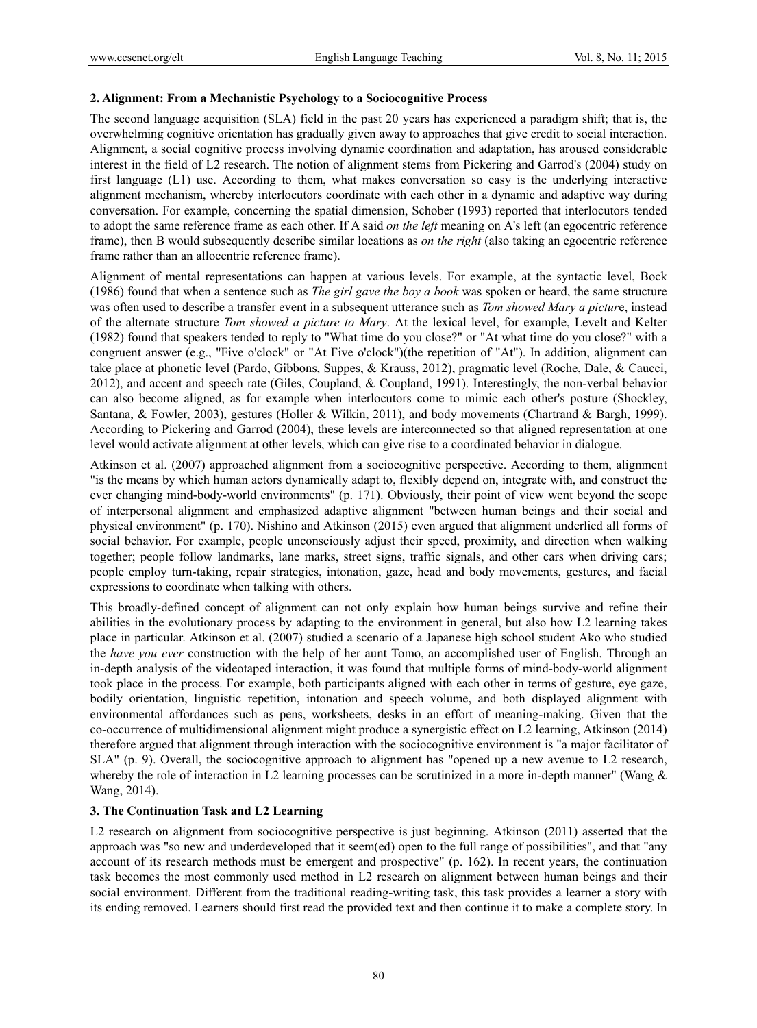### 2. Alignment: From a Mechanistic Psychology to a Sociocognitive Process

The second language acquisition (SLA) field in the past 20 years has experienced a paradigm shift; that is, the overwhelming cognitive orientation has gradually given away to approaches that give credit to social interaction. Alignment, a social cognitive process involving dynamic coordination and adaptation, has aroused considerable interest in the field of L2 research. The notion of alignment stems from Pickering and Garrod's (2004) study on first language (L1) use. According to them, what makes conversation so easy is the underlying interactive alignment mechanism, whereby interlocutors coordinate with each other in a dynamic and adaptive way during conversation. For example, concerning the spatial dimension, Schober (1993) reported that interlocutors tended to adopt the same reference frame as each other. If A said *on the left* meaning on A's left (an egocentric reference frame), then B would subsequently describe similar locations as *on the right* (also taking an egocentric reference frame rather than an allocentric reference frame).

Alignment of mental representations can happen at various levels. For example, at the syntactic level, Bock (1986) found that when a sentence such as *The girl gave the boy a book* was spoken or heard, the same structure was often used to describe a transfer event in a subsequent utterance such as *Tom showed Mary a pictur*e, instead of the alternate structure *Tom showed a picture to Mary*. At the lexical level, for example, Levelt and Kelter (1982) found that speakers tended to reply to "What time do you close?" or "At what time do you close?" with a congruent answer (e.g., "Five o'clock" or "At Five o'clock")(the repetition of "At"). In addition, alignment can take place at phonetic level (Pardo, Gibbons, Suppes, & Krauss, 2012), pragmatic level (Roche, Dale, & Caucci, 2012), and accent and speech rate (Giles, Coupland, & Coupland, 1991). Interestingly, the non-verbal behavior can also become aligned, as for example when interlocutors come to mimic each other's posture (Shockley, Santana, & Fowler, 2003), gestures (Holler & Wilkin, 2011), and body movements (Chartrand & Bargh, 1999). According to Pickering and Garrod (2004), these levels are interconnected so that aligned representation at one level would activate alignment at other levels, which can give rise to a coordinated behavior in dialogue.

Atkinson et al. (2007) approached alignment from a sociocognitive perspective. According to them, alignment "is the means by which human actors dynamically adapt to, flexibly depend on, integrate with, and construct the ever changing mind-body-world environments" (p. 171). Obviously, their point of view went beyond the scope of interpersonal alignment and emphasized adaptive alignment "between human beings and their social and physical environment" (p. 170). Nishino and Atkinson (2015) even argued that alignment underlied all forms of social behavior. For example, people unconsciously adjust their speed, proximity, and direction when walking together; people follow landmarks, lane marks, street signs, traffic signals, and other cars when driving cars; people employ turn-taking, repair strategies, intonation, gaze, head and body movements, gestures, and facial expressions to coordinate when talking with others.

This broadly-defined concept of alignment can not only explain how human beings survive and refine their abilities in the evolutionary process by adapting to the environment in general, but also how L2 learning takes place in particular. Atkinson et al. (2007) studied a scenario of a Japanese high school student Ako who studied the *have you ever* construction with the help of her aunt Tomo, an accomplished user of English. Through an in-depth analysis of the videotaped interaction, it was found that multiple forms of mind-body-world alignment took place in the process. For example, both participants aligned with each other in terms of gesture, eye gaze, bodily orientation, linguistic repetition, intonation and speech volume, and both displayed alignment with environmental affordances such as pens, worksheets, desks in an effort of meaning-making. Given that the co-occurrence of multidimensional alignment might produce a synergistic effect on L2 learning, Atkinson (2014) therefore argued that alignment through interaction with the sociocognitive environment is "a major facilitator of SLA" (p. 9). Overall, the sociocognitive approach to alignment has "opened up a new avenue to L2 research, whereby the role of interaction in L2 learning processes can be scrutinized in a more in-depth manner" (Wang & Wang, 2014).

### 3. The Continuation Task and L2 Learning

L2 research on alignment from sociocognitive perspective is just beginning. Atkinson (2011) asserted that the approach was "so new and underdeveloped that it seem(ed) open to the full range of possibilities", and that "any account of its research methods must be emergent and prospective" (p. 162). In recent years, the continuation task becomes the most commonly used method in L2 research on alignment between human beings and their social environment. Different from the traditional reading-writing task, this task provides a learner a story with its ending removed. Learners should first read the provided text and then continue it to make a complete story. In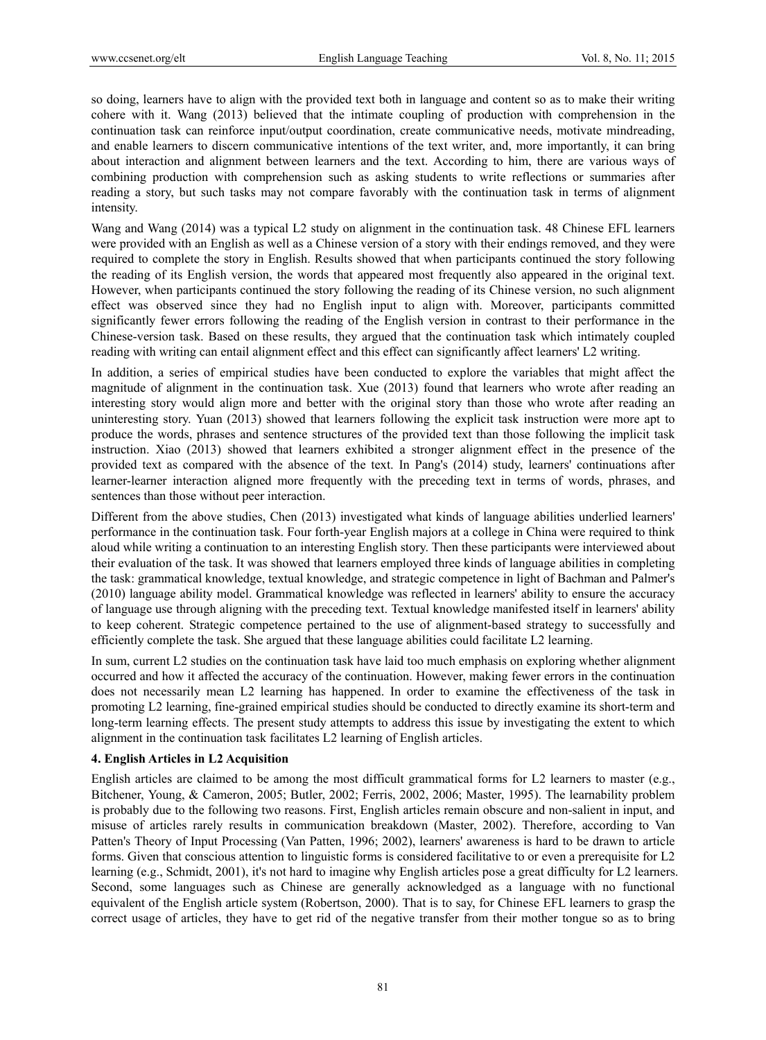so doing, learners have to align with the provided text both in language and content so as to make their writing cohere with it. Wang (2013) believed that the intimate coupling of production with comprehension in the continuation task can reinforce input/output coordination, create communicative needs, motivate mindreading, and enable learners to discern communicative intentions of the text writer, and, more importantly, it can bring about interaction and alignment between learners and the text. According to him, there are various ways of combining production with comprehension such as asking students to write reflections or summaries after reading a story, but such tasks may not compare favorably with the continuation task in terms of alignment intensity.

Wang and Wang (2014) was a typical L2 study on alignment in the continuation task. 48 Chinese EFL learners were provided with an English as well as a Chinese version of a story with their endings removed, and they were required to complete the story in English. Results showed that when participants continued the story following the reading of its English version, the words that appeared most frequently also appeared in the original text. However, when participants continued the story following the reading of its Chinese version, no such alignment effect was observed since they had no English input to align with. Moreover, participants committed significantly fewer errors following the reading of the English version in contrast to their performance in the Chinese-version task. Based on these results, they argued that the continuation task which intimately coupled reading with writing can entail alignment effect and this effect can significantly affect learners' L2 writing.

In addition, a series of empirical studies have been conducted to explore the variables that might affect the magnitude of alignment in the continuation task. Xue (2013) found that learners who wrote after reading an interesting story would align more and better with the original story than those who wrote after reading an uninteresting story. Yuan (2013) showed that learners following the explicit task instruction were more apt to produce the words, phrases and sentence structures of the provided text than those following the implicit task instruction. Xiao (2013) showed that learners exhibited a stronger alignment effect in the presence of the provided text as compared with the absence of the text. In Pang's (2014) study, learners' continuations after learner-learner interaction aligned more frequently with the preceding text in terms of words, phrases, and sentences than those without peer interaction.

Different from the above studies, Chen (2013) investigated what kinds of language abilities underlied learners' performance in the continuation task. Four forth-year English majors at a college in China were required to think aloud while writing a continuation to an interesting English story. Then these participants were interviewed about their evaluation of the task. It was showed that learners employed three kinds of language abilities in completing the task: grammatical knowledge, textual knowledge, and strategic competence in light of Bachman and Palmer's (2010) language ability model. Grammatical knowledge was reflected in learners' ability to ensure the accuracy of language use through aligning with the preceding text. Textual knowledge manifested itself in learners' ability to keep coherent. Strategic competence pertained to the use of alignment-based strategy to successfully and efficiently complete the task. She argued that these language abilities could facilitate L2 learning.

In sum, current L2 studies on the continuation task have laid too much emphasis on exploring whether alignment occurred and how it affected the accuracy of the continuation. However, making fewer errors in the continuation does not necessarily mean L2 learning has happened. In order to examine the effectiveness of the task in promoting L2 learning, fine-grained empirical studies should be conducted to directly examine its short-term and long-term learning effects. The present study attempts to address this issue by investigating the extent to which alignment in the continuation task facilitates L2 learning of English articles.

## 4. English Articles in L2 Acquisition

English articles are claimed to be among the most difficult grammatical forms for L2 learners to master (e.g., Bitchener, Young, & Cameron, 2005; Butler, 2002; Ferris, 2002, 2006; Master, 1995). The learnability problem is probably due to the following two reasons. First, English articles remain obscure and non-salient in input, and misuse of articles rarely results in communication breakdown (Master, 2002). Therefore, according to Van Patten's Theory of Input Processing (Van Patten, 1996; 2002), learners' awareness is hard to be drawn to article forms. Given that conscious attention to linguistic forms is considered facilitative to or even a prerequisite for L2 learning (e.g., Schmidt, 2001), it's not hard to imagine why English articles pose a great difficulty for L2 learners. Second, some languages such as Chinese are generally acknowledged as a language with no functional equivalent of the English article system (Robertson, 2000). That is to say, for Chinese EFL learners to grasp the correct usage of articles, they have to get rid of the negative transfer from their mother tongue so as to bring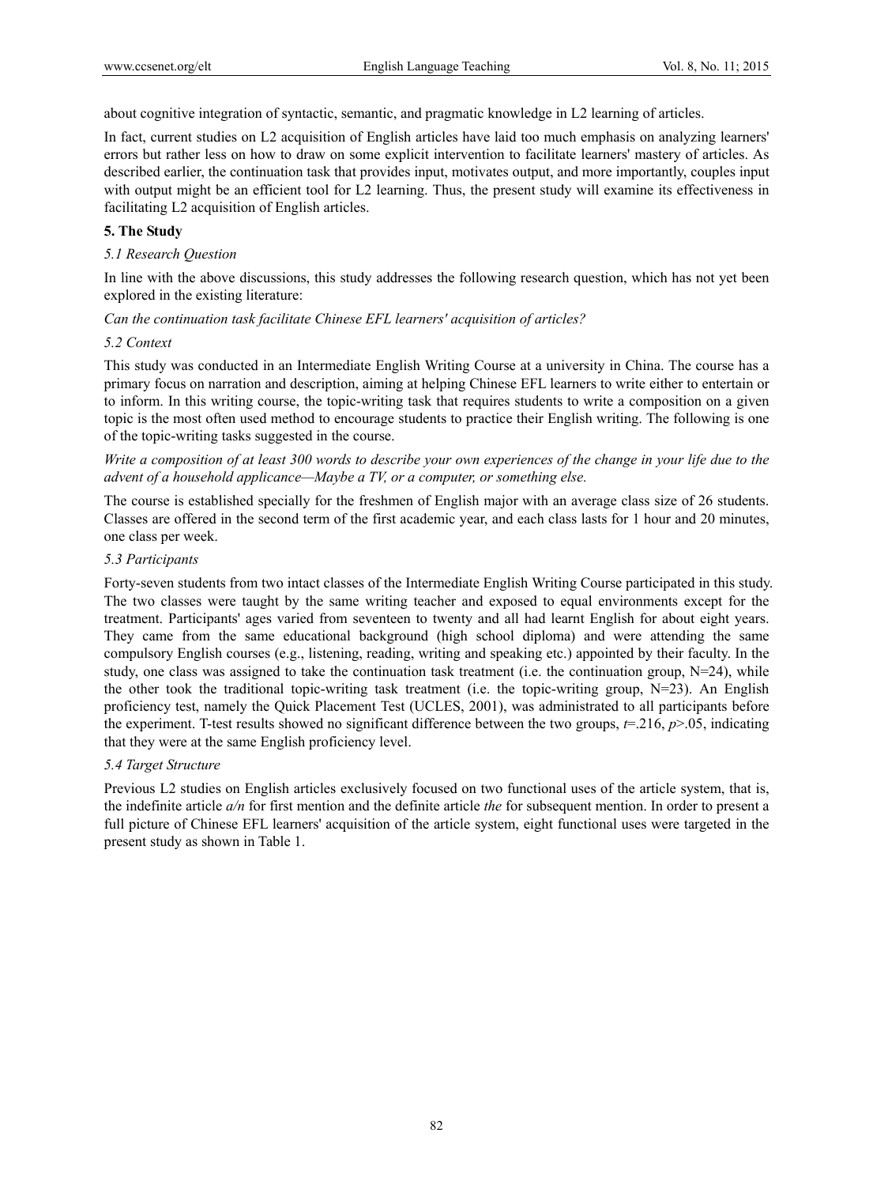about cognitive integration of syntactic, semantic, and pragmatic knowledge in L2 learning of articles.

In fact, current studies on L2 acquisition of English articles have laid too much emphasis on analyzing learners' errors but rather less on how to draw on some explicit intervention to facilitate learners' mastery of articles. As described earlier, the continuation task that provides input, motivates output, and more importantly, couples input with output might be an efficient tool for L2 learning. Thus, the present study will examine its effectiveness in facilitating L2 acquisition of English articles.

## 5. The Study

### *5.1 Research Question*

In line with the above discussions, this study addresses the following research question, which has not yet been explored in the existing literature:

*Can the continuation task facilitate Chinese EFL learners' acquisition of articles?*

### *5.2 Context*

This study was conducted in an Intermediate English Writing Course at a university in China. The course has a primary focus on narration and description, aiming at helping Chinese EFL learners to write either to entertain or to inform. In this writing course, the topic-writing task that requires students to write a composition on a given topic is the most often used method to encourage students to practice their English writing. The following is one of the topic-writing tasks suggested in the course.

*Write a composition of at least 300 words to describe your own experiences of the change in your life due to the advent of a household applicance—Maybe a TV, or a computer, or something else.*

The course is established specially for the freshmen of English major with an average class size of 26 students. Classes are offered in the second term of the first academic year, and each class lasts for 1 hour and 20 minutes, one class per week.

### *5.3 Participants*

Forty-seven students from two intact classes of the Intermediate English Writing Course participated in this study. The two classes were taught by the same writing teacher and exposed to equal environments except for the treatment. Participants' ages varied from seventeen to twenty and all had learnt English for about eight years. They came from the same educational background (high school diploma) and were attending the same compulsory English courses (e.g., listening, reading, writing and speaking etc.) appointed by their faculty. In the study, one class was assigned to take the continuation task treatment (i.e. the continuation group, N=24), while the other took the traditional topic-writing task treatment (i.e. the topic-writing group, N=23). An English proficiency test, namely the Quick Placement Test (UCLES, 2001), was administrated to all participants before the experiment. T-test results showed no significant difference between the two groups, $t$=.216, $p$>.05, indicating that they were at the same English proficiency level.

### *5.4 Target Structure*

Previous L2 studies on English articles exclusively focused on two functional uses of the article system, that is, the indefinite article *a/n* for first mention and the definite article *the* for subsequent mention. In order to present a full picture of Chinese EFL learners' acquisition of the article system, eight functional uses were targeted in the present study as shown in Table 1.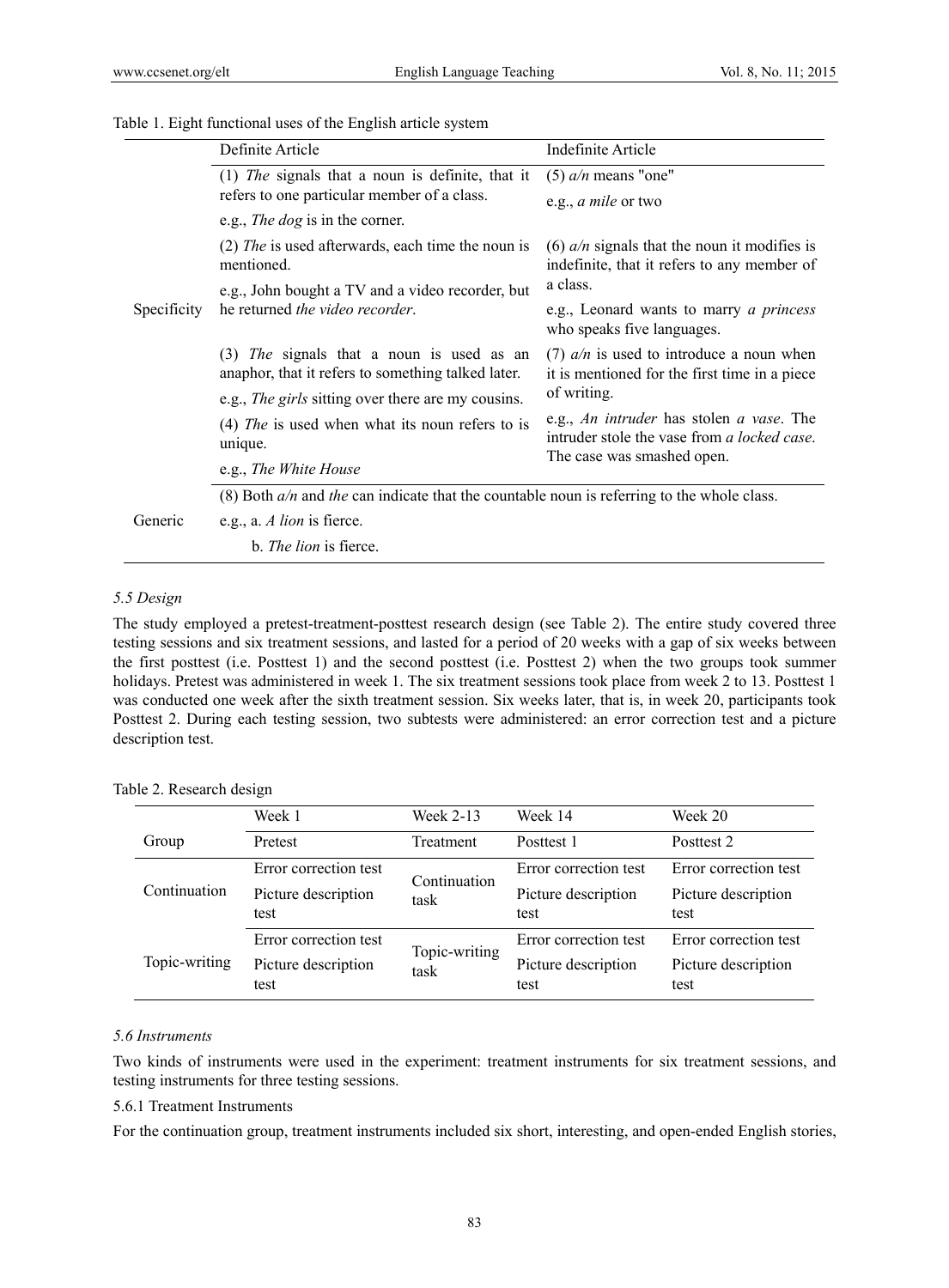Table 1. Eight functional uses of the English article system

| | Definite Article | Indefinite Article |
|---|---|---|
| Specificity | (1) *The* signals that a noun is definite, that it refers to one particular member of a class.<br>e.g., *The dog* is in the corner. | (5) *a/n* means "one"<br>e.g., *a mile* or two |
| | (2) *The* is used afterwards, each time the noun is mentioned.<br>e.g., John bought a TV and a video recorder, but he returned *the video recorder*. | (6) *a/n* signals that the noun it modifies is indefinite, that it refers to any member of a class.<br>e.g., Leonard wants to marry *a princess* who speaks five languages. |
| | (3) *The* signals that a noun is used as an anaphor, that it refers to something talked later.<br>e.g., *The girls* sitting over there are my cousins.<br>(4) *The* is used when what its noun refers to is unique.<br>e.g., *The White House* | (7) *a/n* is used to introduce a noun when it is mentioned for the first time in a piece of writing.<br>e.g., *An intruder* has stolen *a vase*. The intruder stole the vase from *a locked case*. The case was smashed open. |
| Generic | (8) Both *a/n* and *the* can indicate that the countable noun is referring to the whole class.<br>e.g., a. *A lion* is fierce.<br>b. *The lion* is fierce. | |

*5.5 Design*

The study employed a pretest-treatment-posttest research design (see Table 2). The entire study covered three testing sessions and six treatment sessions, and lasted for a period of 20 weeks with a gap of six weeks between the first posttest (i.e. Posttest 1) and the second posttest (i.e. Posttest 2) when the two groups took summer holidays. Pretest was administered in week 1. The six treatment sessions took place from week 2 to 13. Posttest 1 was conducted one week after the sixth treatment session. Six weeks later, that is, in week 20, participants took Posttest 2. During each testing session, two subtests were administered: an error correction test and a picture description test.

Table 2. Research design

| | Week 1 | Week 2-13 | Week 14 | Week 20 |
|---|---|---|---|---|
| Group | Pretest | Treatment | Posttest 1 | Posttest 2 |
| Continuation | Error correction test<br>Picture description test | Continuation task | Error correction test<br>Picture description test | Error correction test<br>Picture description test |
| Topic-writing | Error correction test<br>Picture description test | Topic-writing task | Error correction test<br>Picture description test | Error correction test<br>Picture description test |

*5.6 Instruments*

Two kinds of instruments were used in the experiment: treatment instruments for six treatment sessions, and testing instruments for three testing sessions.

5.6.1 Treatment Instruments

For the continuation group, treatment instruments included six short, interesting, and open-ended English stories,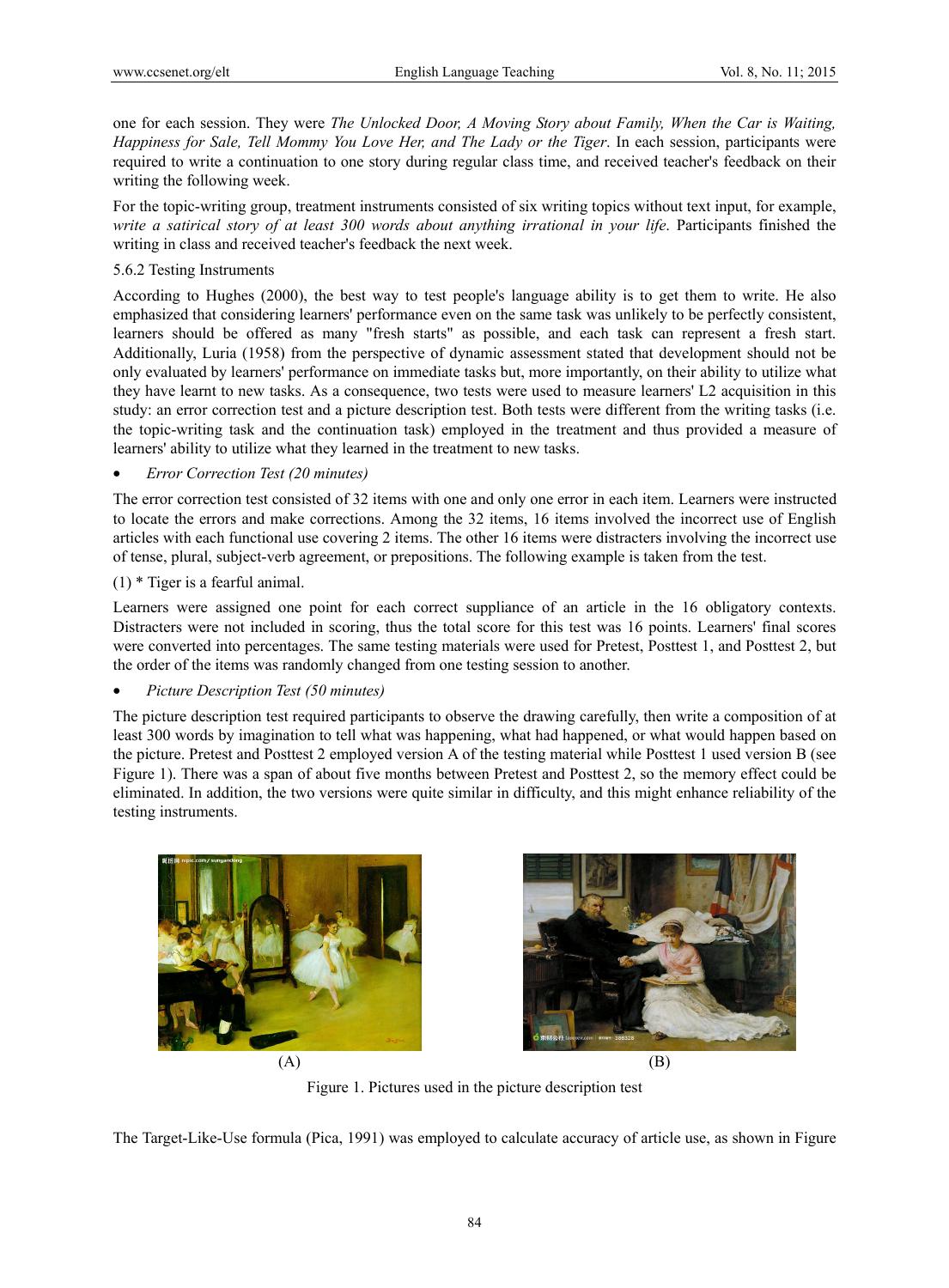one for each session. They were *The Unlocked Door, A Moving Story about Family, When the Car is Waiting, Happiness for Sale, Tell Mommy You Love Her, and The Lady or the Tiger*. In each session, participants were required to write a continuation to one story during regular class time, and received teacher's feedback on their writing the following week.

For the topic-writing group, treatment instruments consisted of six writing topics without text input, for example, *write a satirical story of at least 300 words about anything irrational in your life*. Participants finished the writing in class and received teacher's feedback the next week.

5.6.2 Testing Instruments

According to Hughes (2000), the best way to test people's language ability is to get them to write. He also emphasized that considering learners' performance even on the same task was unlikely to be perfectly consistent, learners should be offered as many "fresh starts" as possible, and each task can represent a fresh start. Additionally, Luria (1958) from the perspective of dynamic assessment stated that development should not be only evaluated by learners' performance on immediate tasks but, more importantly, on their ability to utilize what they have learnt to new tasks. As a consequence, two tests were used to measure learners' L2 acquisition in this study: an error correction test and a picture description test. Both tests were different from the writing tasks (i.e. the topic-writing task and the continuation task) employed in the treatment and thus provided a measure of learners' ability to utilize what they learned in the treatment to new tasks.

- *Error Correction Test (20 minutes)*

The error correction test consisted of 32 items with one and only one error in each item. Learners were instructed to locate the errors and make corrections. Among the 32 items, 16 items involved the incorrect use of English articles with each functional use covering 2 items. The other 16 items were distracters involving the incorrect use of tense, plural, subject-verb agreement, or prepositions. The following example is taken from the test.

(1) * Tiger is a fearful animal.

Learners were assigned one point for each correct suppliance of an article in the 16 obligatory contexts. Distracters were not included in scoring, thus the total score for this test was 16 points. Learners' final scores were converted into percentages. The same testing materials were used for Pretest, Posttest 1, and Posttest 2, but the order of the items was randomly changed from one testing session to another.

- *Picture Description Test (50 minutes)*

The picture description test required participants to observe the drawing carefully, then write a composition of at least 300 words by imagination to tell what was happening, what had happened, or what would happen based on the picture. Pretest and Posttest 2 employed version A of the testing material while Posttest 1 used version B (see Figure 1). There was a span of about five months between Pretest and Posttest 2, so the memory effect could be eliminated. In addition, the two versions were quite similar in difficulty, and this might enhance reliability of the testing instruments.

(A) (B)

Figure 1. Pictures used in the picture description test

The Target-Like-Use formula (Pica, 1991) was employed to calculate accuracy of article use, as shown in Figure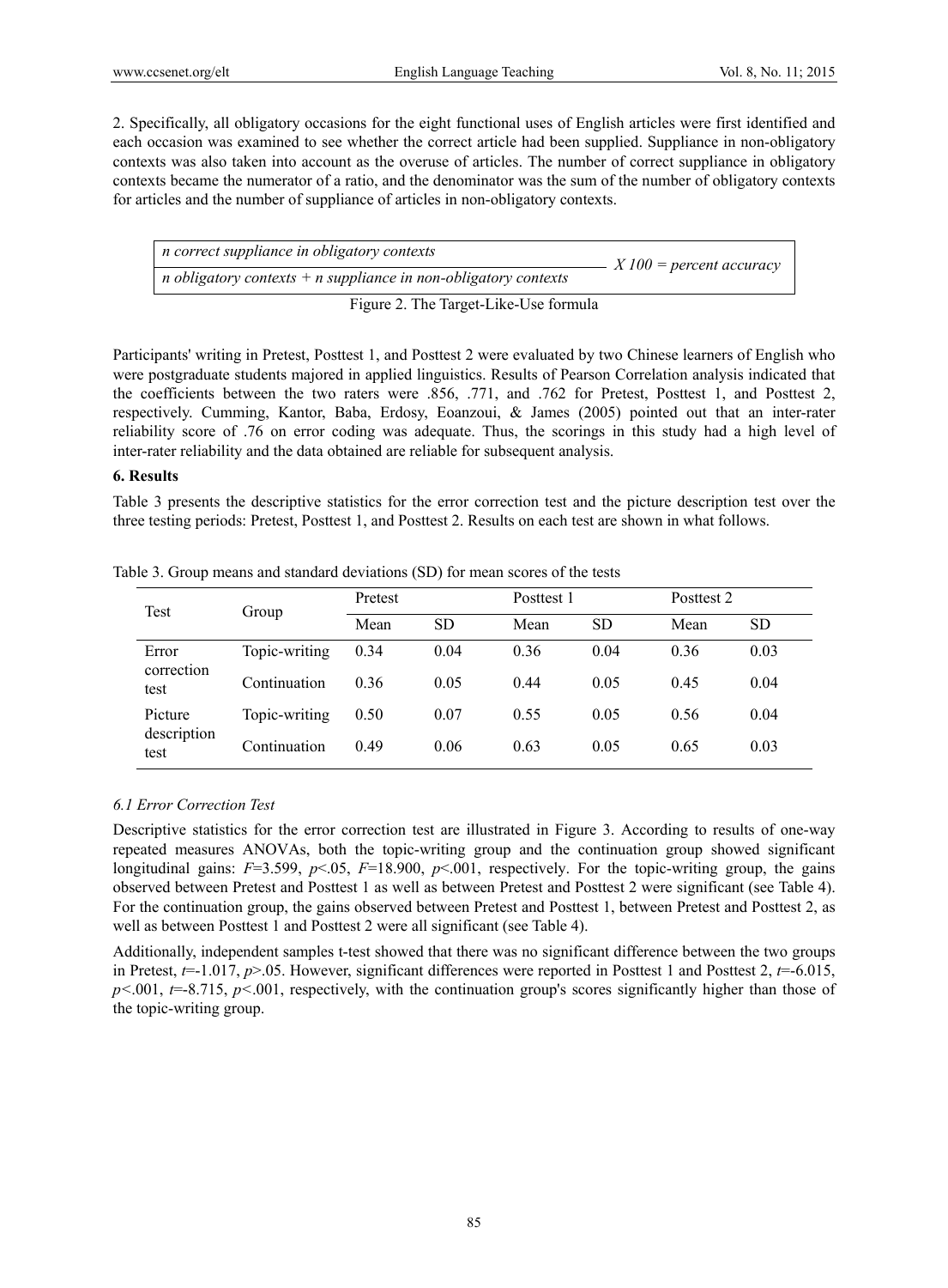2. Specifically, all obligatory occasions for the eight functional uses of English articles were first identified and each occasion was examined to see whether the correct article had been supplied. Suppliance in non-obligatory contexts was also taken into account as the overuse of articles. The number of correct suppliance in obligatory contexts became the numerator of a ratio, and the denominator was the sum of the number of obligatory contexts for articles and the number of suppliance of articles in non-obligatory contexts.

$$\frac{n \text{ correct suppliance in obligatory contexts}}{n \text{ obligatory contexts} + n \text{ suppliance in non-obligatory contexts}} \times 100 = \text{percent accuracy}$$

Figure 2. The Target-Like-Use formula

Participants' writing in Pretest, Posttest 1, and Posttest 2 were evaluated by two Chinese learners of English who were postgraduate students majored in applied linguistics. Results of Pearson Correlation analysis indicated that the coefficients between the two raters were .856, .771, and .762 for Pretest, Posttest 1, and Posttest 2, respectively. Cumming, Kantor, Baba, Erdosy, Eoanzoui, & James (2005) pointed out that an inter-rater reliability score of .76 on error coding was adequate. Thus, the scorings in this study had a high level of inter-rater reliability and the data obtained are reliable for subsequent analysis.

## 6. Results

Table 3 presents the descriptive statistics for the error correction test and the picture description test over the three testing periods: Pretest, Posttest 1, and Posttest 2. Results on each test are shown in what follows.

Table 3. Group means and standard deviations (SD) for mean scores of the tests

| Test | Group | Pretest | | Posttest 1 | | Posttest 2 | |
|---|---|---|---|---|---|---|---|
| | | Mean | SD | Mean | SD | Mean | SD |
| Error correction test | Topic-writing | 0.34 | 0.04 | 0.36 | 0.04 | 0.36 | 0.03 |
| | Continuation | 0.36 | 0.05 | 0.44 | 0.05 | 0.45 | 0.04 |
| Picture description test | Topic-writing | 0.50 | 0.07 | 0.55 | 0.05 | 0.56 | 0.04 |
| | Continuation | 0.49 | 0.06 | 0.63 | 0.05 | 0.65 | 0.03 |

### 6.1 Error Correction Test

Descriptive statistics for the error correction test are illustrated in Figure 3. According to results of one-way repeated measures ANOVAs, both the topic-writing group and the continuation group showed significant longitudinal gains: $F=3.599$, $p<.05$, $F=18.900$, $p<.001$, respectively. For the topic-writing group, the gains observed between Pretest and Posttest 1 as well as between Pretest and Posttest 2 were significant (see Table 4). For the continuation group, the gains observed between Pretest and Posttest 1, between Pretest and Posttest 2, as well as between Posttest 1 and Posttest 2 were all significant (see Table 4).

Additionally, independent samples t-test showed that there was no significant difference between the two groups in Pretest, $t=-1.017$, $p>.05$. However, significant differences were reported in Posttest 1 and Posttest 2, $t=-6.015$, $p<.001$, $t=-8.715$, $p<.001$, respectively, with the continuation group's scores significantly higher than those of the topic-writing group.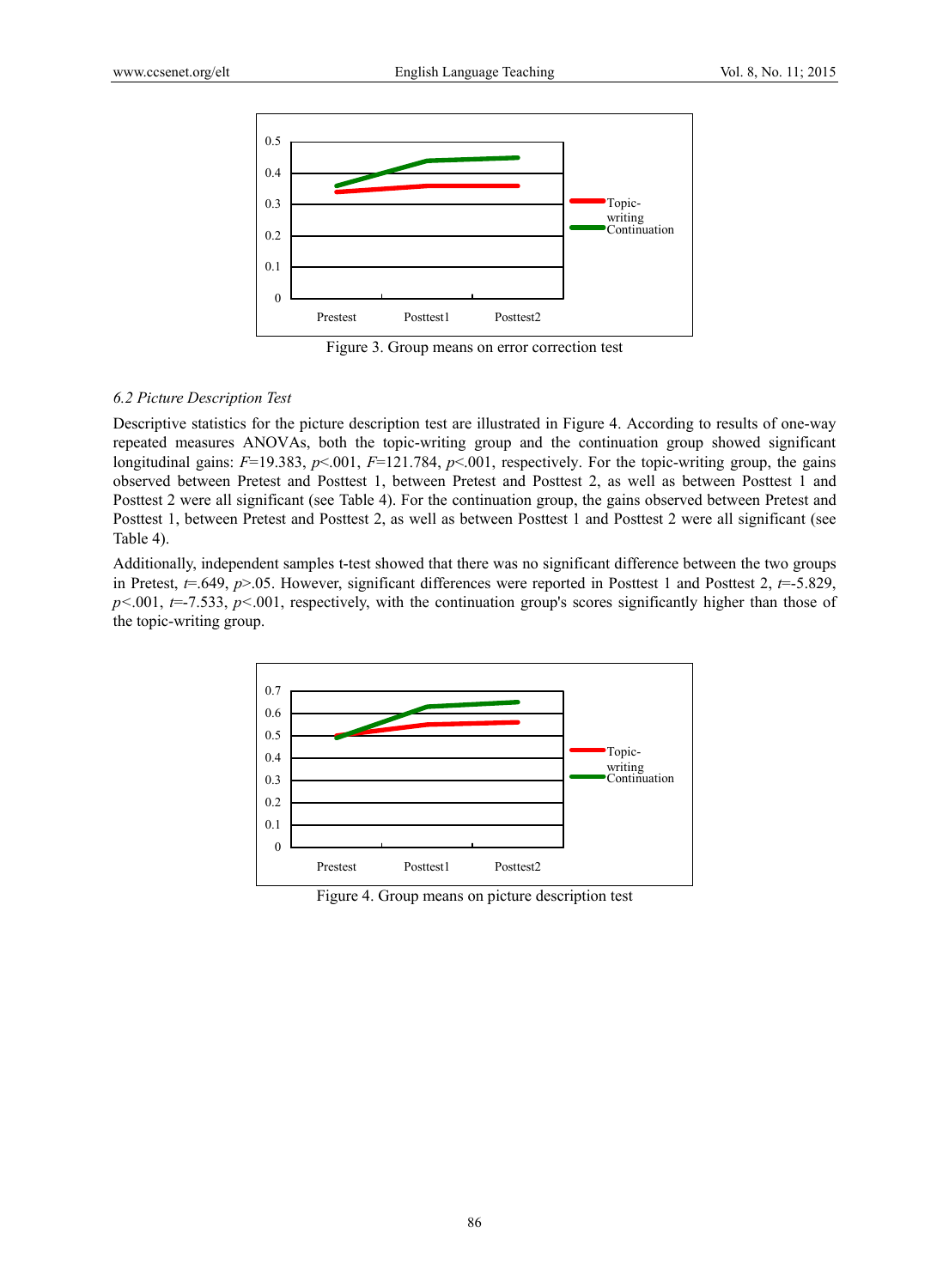Figure 3. Group means on error correction test

### 6.2 Picture Description Test

Descriptive statistics for the picture description test are illustrated in Figure 4. According to results of one-way repeated measures ANOVAs, both the topic-writing group and the continuation group showed significant longitudinal gains: $F$=19.383, $p$<.001, $F$=121.784, $p$<.001, respectively. For the topic-writing group, the gains observed between Pretest and Posttest 1, between Pretest and Posttest 2, as well as between Posttest 1 and Posttest 2 were all significant (see Table 4). For the continuation group, the gains observed between Pretest and Posttest 1, between Pretest and Posttest 2, as well as between Posttest 1 and Posttest 2 were all significant (see Table 4).

Additionally, independent samples t-test showed that there was no significant difference between the two groups in Pretest, $t$=.649, $p$>.05. However, significant differences were reported in Posttest 1 and Posttest 2, $t$=-5.829, $p$<.001, $t$=-7.533, $p$<.001, respectively, with the continuation group's scores significantly higher than those of the topic-writing group.

Figure 4. Group means on picture description test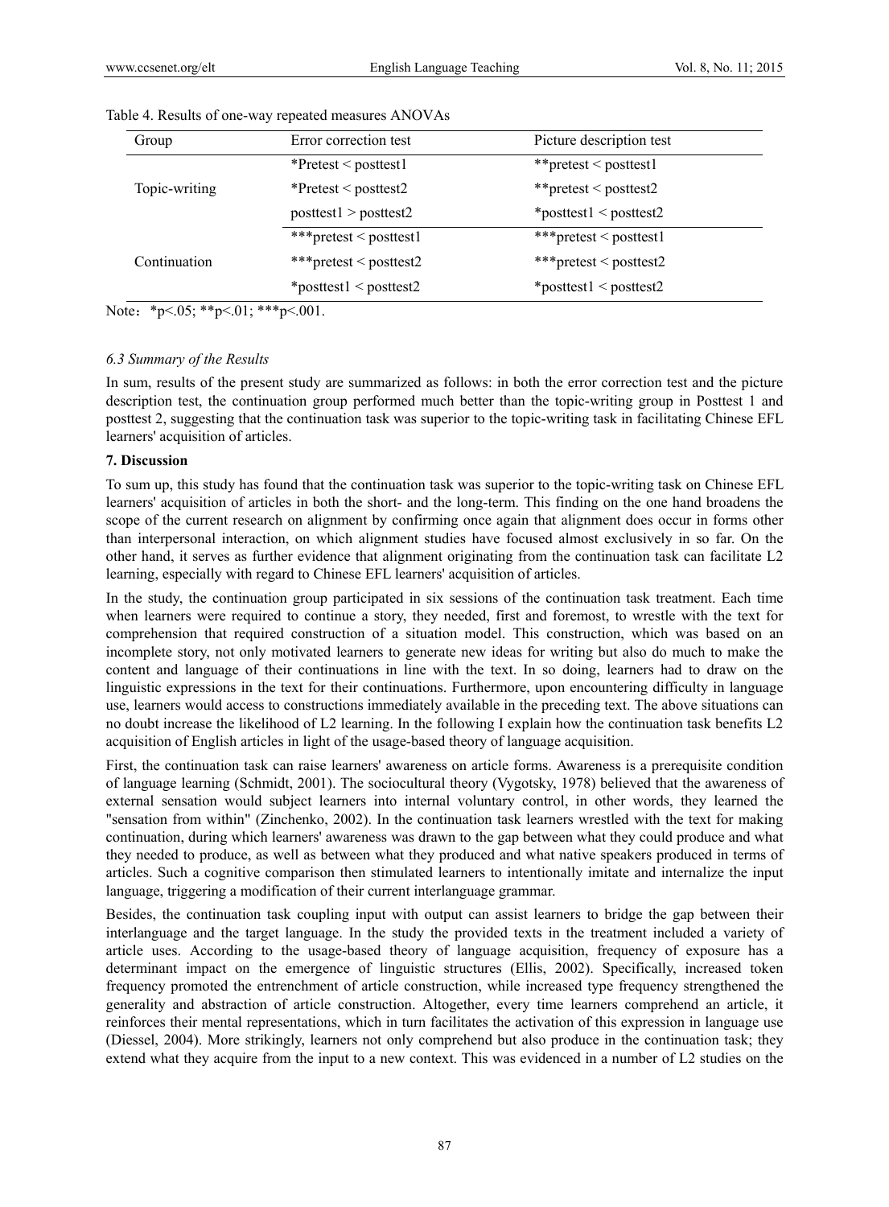Table 4. Results of one-way repeated measures ANOVAs

| Group | Error correction test | Picture description test |
|---|---|---|
| Topic-writing | *Pretest < posttest1 | **pretest < posttest1 |
| | *Pretest < posttest2 | **pretest < posttest2 |
| | posttest1 > posttest2 | *posttest1 < posttest2 |
| Continuation | ***pretest < posttest1 | ***pretest < posttest1 |
| | ***pretest < posttest2 | ***pretest < posttest2 |
| | *posttest1 < posttest2 | *posttest1 < posttest2 |

Note：*p<.05; **p<.01; ***p<.001.

### *6.3 Summary of the Results*

In sum, results of the present study are summarized as follows: in both the error correction test and the picture description test, the continuation group performed much better than the topic-writing group in Posttest 1 and posttest 2, suggesting that the continuation task was superior to the topic-writing task in facilitating Chinese EFL learners' acquisition of articles.

## 7. Discussion

To sum up, this study has found that the continuation task was superior to the topic-writing task on Chinese EFL learners' acquisition of articles in both the short- and the long-term. This finding on the one hand broadens the scope of the current research on alignment by confirming once again that alignment does occur in forms other than interpersonal interaction, on which alignment studies have focused almost exclusively in so far. On the other hand, it serves as further evidence that alignment originating from the continuation task can facilitate L2 learning, especially with regard to Chinese EFL learners' acquisition of articles.

In the study, the continuation group participated in six sessions of the continuation task treatment. Each time when learners were required to continue a story, they needed, first and foremost, to wrestle with the text for comprehension that required construction of a situation model. This construction, which was based on an incomplete story, not only motivated learners to generate new ideas for writing but also do much to make the content and language of their continuations in line with the text. In so doing, learners had to draw on the linguistic expressions in the text for their continuations. Furthermore, upon encountering difficulty in language use, learners would access to constructions immediately available in the preceding text. The above situations can no doubt increase the likelihood of L2 learning. In the following I explain how the continuation task benefits L2 acquisition of English articles in light of the usage-based theory of language acquisition.

First, the continuation task can raise learners' awareness on article forms. Awareness is a prerequisite condition of language learning (Schmidt, 2001). The sociocultural theory (Vygotsky, 1978) believed that the awareness of external sensation would subject learners into internal voluntary control, in other words, they learned the "sensation from within" (Zinchenko, 2002). In the continuation task learners wrestled with the text for making continuation, during which learners' awareness was drawn to the gap between what they could produce and what they needed to produce, as well as between what they produced and what native speakers produced in terms of articles. Such a cognitive comparison then stimulated learners to intentionally imitate and internalize the input language, triggering a modification of their current interlanguage grammar.

Besides, the continuation task coupling input with output can assist learners to bridge the gap between their interlanguage and the target language. In the study the provided texts in the treatment included a variety of article uses. According to the usage-based theory of language acquisition, frequency of exposure has a determinant impact on the emergence of linguistic structures (Ellis, 2002). Specifically, increased token frequency promoted the entrenchment of article construction, while increased type frequency strengthened the generality and abstraction of article construction. Altogether, every time learners comprehend an article, it reinforces their mental representations, which in turn facilitates the activation of this expression in language use (Diessel, 2004). More strikingly, learners not only comprehend but also produce in the continuation task; they extend what they acquire from the input to a new context. This was evidenced in a number of L2 studies on the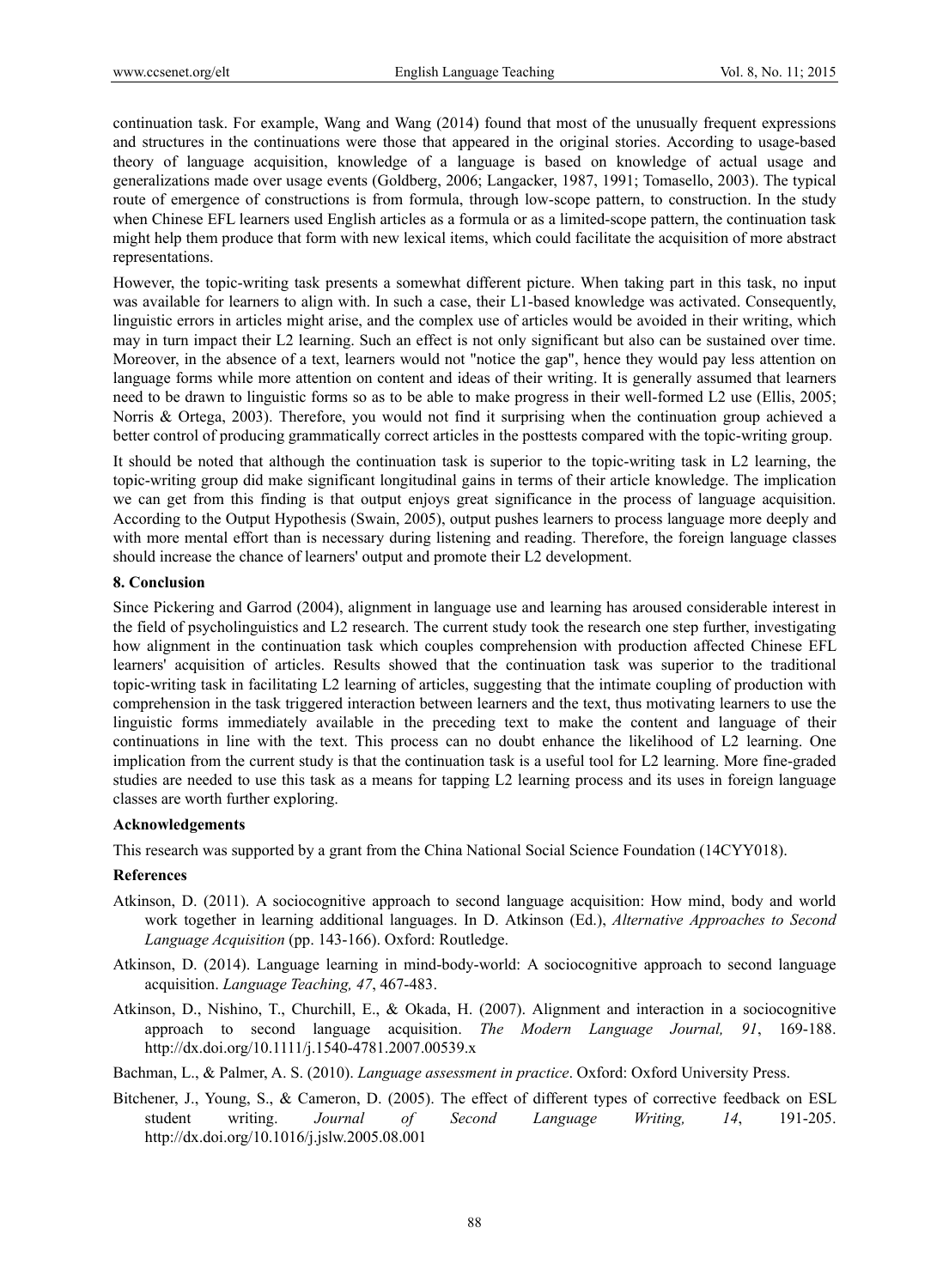continuation task. For example, Wang and Wang (2014) found that most of the unusually frequent expressions and structures in the continuations were those that appeared in the original stories. According to usage-based theory of language acquisition, knowledge of a language is based on knowledge of actual usage and generalizations made over usage events (Goldberg, 2006; Langacker, 1987, 1991; Tomasello, 2003). The typical route of emergence of constructions is from formula, through low-scope pattern, to construction. In the study when Chinese EFL learners used English articles as a formula or as a limited-scope pattern, the continuation task might help them produce that form with new lexical items, which could facilitate the acquisition of more abstract representations.

However, the topic-writing task presents a somewhat different picture. When taking part in this task, no input was available for learners to align with. In such a case, their L1-based knowledge was activated. Consequently, linguistic errors in articles might arise, and the complex use of articles would be avoided in their writing, which may in turn impact their L2 learning. Such an effect is not only significant but also can be sustained over time. Moreover, in the absence of a text, learners would not "notice the gap", hence they would pay less attention on language forms while more attention on content and ideas of their writing. It is generally assumed that learners need to be drawn to linguistic forms so as to be able to make progress in their well-formed L2 use (Ellis, 2005; Norris & Ortega, 2003). Therefore, you would not find it surprising when the continuation group achieved a better control of producing grammatically correct articles in the posttests compared with the topic-writing group.

It should be noted that although the continuation task is superior to the topic-writing task in L2 learning, the topic-writing group did make significant longitudinal gains in terms of their article knowledge. The implication we can get from this finding is that output enjoys great significance in the process of language acquisition. According to the Output Hypothesis (Swain, 2005), output pushes learners to process language more deeply and with more mental effort than is necessary during listening and reading. Therefore, the foreign language classes should increase the chance of learners' output and promote their L2 development.

## 8. Conclusion

Since Pickering and Garrod (2004), alignment in language use and learning has aroused considerable interest in the field of psycholinguistics and L2 research. The current study took the research one step further, investigating how alignment in the continuation task which couples comprehension with production affected Chinese EFL learners' acquisition of articles. Results showed that the continuation task was superior to the traditional topic-writing task in facilitating L2 learning of articles, suggesting that the intimate coupling of production with comprehension in the task triggered interaction between learners and the text, thus motivating learners to use the linguistic forms immediately available in the preceding text to make the content and language of their continuations in line with the text. This process can no doubt enhance the likelihood of L2 learning. One implication from the current study is that the continuation task is a useful tool for L2 learning. More fine-graded studies are needed to use this task as a means for tapping L2 learning process and its uses in foreign language classes are worth further exploring.

### Acknowledgements

This research was supported by a grant from the China National Social Science Foundation (14CYY018).

### References

Atkinson, D. (2011). A sociocognitive approach to second language acquisition: How mind, body and world work together in learning additional languages. In D. Atkinson (Ed.), *Alternative Approaches to Second Language Acquisition* (pp. 143-166). Oxford: Routledge.

Atkinson, D. (2014). Language learning in mind-body-world: A sociocognitive approach to second language acquisition. *Language Teaching, 47*, 467-483.

Atkinson, D., Nishino, T., Churchill, E., & Okada, H. (2007). Alignment and interaction in a sociocognitive approach to second language acquisition. *The Modern Language Journal, 91*, 169-188. http://dx.doi.org/10.1111/j.1540-4781.2007.00539.x

Bachman, L., & Palmer, A. S. (2010). *Language assessment in practice*. Oxford: Oxford University Press.

Bitchener, J., Young, S., & Cameron, D. (2005). The effect of different types of corrective feedback on ESL student writing. *Journal of Second Language Writing, 14*, 191-205. http://dx.doi.org/10.1016/j.jslw.2005.08.001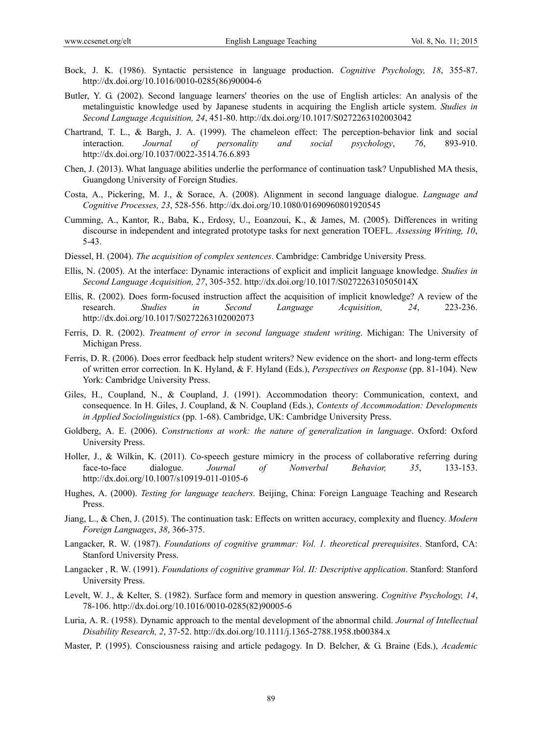Bock, J. K. (1986). Syntactic persistence in language production. *Cognitive Psychology, 18*, 355-87. http://dx.doi.org/10.1016/0010-0285(86)90004-6

Butler, Y. G. (2002). Second language learners' theories on the use of English articles: An analysis of the metalinguistic knowledge used by Japanese students in acquiring the English article system. *Studies in Second Language Acquisition, 24*, 451-80. http://dx.doi.org/10.1017/S0272263102003042

Chartrand, T. L., & Bargh, J. A. (1999). The chameleon effect: The perception-behavior link and social interaction. *Journal of personality and social psychology*, *76*, 893-910. http://dx.doi.org/10.1037/0022-3514.76.6.893

Chen, J. (2013). What language abilities underlie the performance of continuation task? Unpublished MA thesis, Guangdong University of Foreign Studies.

Costa, A., Pickering, M. J., & Sorace, A. (2008). Alignment in second language dialogue. *Language and Cognitive Processes, 23*, 528-556. http://dx.doi.org/10.1080/01690960801920545

Cumming, A., Kantor, R., Baba, K., Erdosy, U., Eoanzoui, K., & James, M. (2005). Differences in writing discourse in independent and integrated prototype tasks for next generation TOEFL. *Assessing Writing, 10*, 5-43.

Diessel, H. (2004). *The acquisition of complex sentences*. Cambridge: Cambridge University Press.

Ellis, N. (2005). At the interface: Dynamic interactions of explicit and implicit language knowledge. *Studies in Second Language Acquisition, 27*, 305-352. http://dx.doi.org/10.1017/S027226310505014X

Ellis, R. (2002). Does form-focused instruction affect the acquisition of implicit knowledge? A review of the research. *Studies in Second Language Acquisition, 24*, 223-236. http://dx.doi.org/10.1017/S0272263102002073

Ferris, D. R. (2002). *Treatment of error in second language student writing*. Michigan: The University of Michigan Press.

Ferris, D. R. (2006). Does error feedback help student writers? New evidence on the short- and long-term effects of written error correction. In K. Hyland, & F. Hyland (Eds.), *Perspectives on Response* (pp. 81-104). New York: Cambridge University Press.

Giles, H., Coupland, N., & Coupland, J. (1991). Accommodation theory: Communication, context, and consequence. In H. Giles, J. Coupland, & N. Coupland (Eds.), *Contexts of Accommodation: Developments in Applied Sociolinguistics* (pp. 1-68). Cambridge, UK: Cambridge University Press.

Goldberg, A. E. (2006). *Constructions at work: the nature of generalization in language*. Oxford: Oxford University Press.

Holler, J., & Wilkin, K. (2011). Co-speech gesture mimicry in the process of collaborative referring during face-to-face dialogue. *Journal of Nonverbal Behavior, 35*, 133-153. http://dx.doi.org/10.1007/s10919-011-0105-6

Hughes, A. (2000). *Testing for language teachers*. Beijing, China: Foreign Language Teaching and Research Press.

Jiang, L., & Chen, J. (2015). The continuation task: Effects on written accuracy, complexity and fluency. *Modern Foreign Languages*, *38*, 366-375.

Langacker, R. W. (1987). *Foundations of cognitive grammar: Vol. 1. theoretical prerequisites*. Stanford, CA: Stanford University Press.

Langacker , R. W. (1991). *Foundations of cognitive grammar Vol. II: Descriptive application*. Stanford: Stanford University Press.

Levelt, W. J., & Kelter, S. (1982). Surface form and memory in question answering. *Cognitive Psychology, 14*, 78-106. http://dx.doi.org/10.1016/0010-0285(82)90005-6

Luria, A. R. (1958). Dynamic approach to the mental development of the abnormal child. *Journal of Intellectual Disability Research, 2*, 37-52. http://dx.doi.org/10.1111/j.1365-2788.1958.tb00384.x

Master, P. (1995). Consciousness raising and article pedagogy. In D. Belcher, & G. Braine (Eds.), *Academic*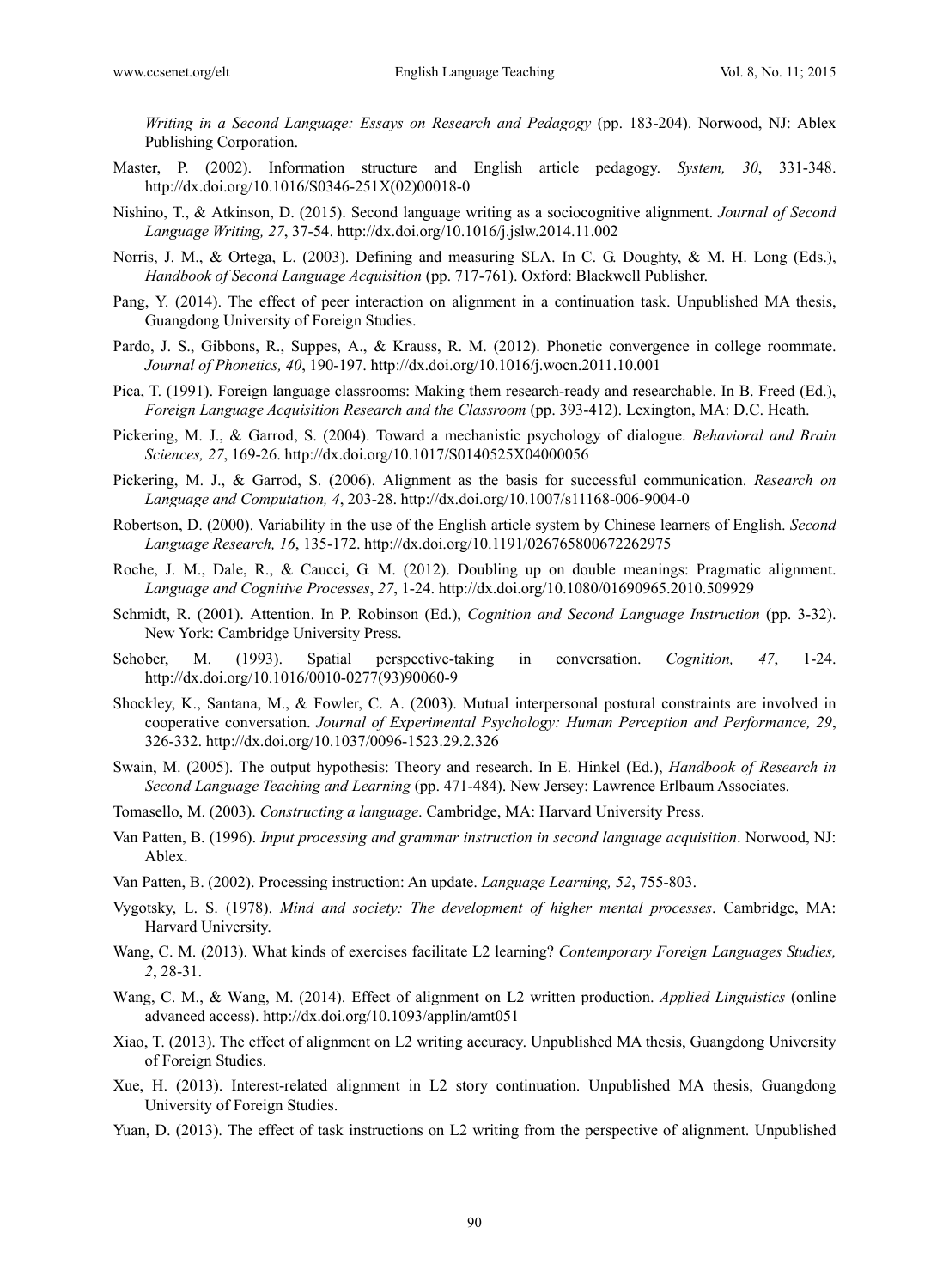*Writing in a Second Language: Essays on Research and Pedagogy* (pp. 183-204). Norwood, NJ: Ablex Publishing Corporation.

Master, P. (2002). Information structure and English article pedagogy. *System, 30*, 331-348. http://dx.doi.org/10.1016/S0346-251X(02)00018-0

Nishino, T., & Atkinson, D. (2015). Second language writing as a sociocognitive alignment. *Journal of Second Language Writing, 27*, 37-54. http://dx.doi.org/10.1016/j.jslw.2014.11.002

Norris, J. M., & Ortega, L. (2003). Defining and measuring SLA. In C. G. Doughty, & M. H. Long (Eds.), *Handbook of Second Language Acquisition* (pp. 717-761). Oxford: Blackwell Publisher.

Pang, Y. (2014). The effect of peer interaction on alignment in a continuation task. Unpublished MA thesis, Guangdong University of Foreign Studies.

Pardo, J. S., Gibbons, R., Suppes, A., & Krauss, R. M. (2012). Phonetic convergence in college roommate. *Journal of Phonetics, 40*, 190-197. http://dx.doi.org/10.1016/j.wocn.2011.10.001

Pica, T. (1991). Foreign language classrooms: Making them research-ready and researchable. In B. Freed (Ed.), *Foreign Language Acquisition Research and the Classroom* (pp. 393-412). Lexington, MA: D.C. Heath.

Pickering, M. J., & Garrod, S. (2004). Toward a mechanistic psychology of dialogue. *Behavioral and Brain Sciences, 27*, 169-26. http://dx.doi.org/10.1017/S0140525X04000056

Pickering, M. J., & Garrod, S. (2006). Alignment as the basis for successful communication. *Research on Language and Computation, 4*, 203-28. http://dx.doi.org/10.1007/s11168-006-9004-0

Robertson, D. (2000). Variability in the use of the English article system by Chinese learners of English. *Second Language Research, 16*, 135-172. http://dx.doi.org/10.1191/026765800672262975

Roche, J. M., Dale, R., & Caucci, G. M. (2012). Doubling up on double meanings: Pragmatic alignment. *Language and Cognitive Processes*, *27*, 1-24. http://dx.doi.org/10.1080/01690965.2010.509929

Schmidt, R. (2001). Attention. In P. Robinson (Ed.), *Cognition and Second Language Instruction* (pp. 3-32). New York: Cambridge University Press.

Schober, M. (1993). Spatial perspective-taking in conversation. *Cognition, 47*, 1-24. http://dx.doi.org/10.1016/0010-0277(93)90060-9

Shockley, K., Santana, M., & Fowler, C. A. (2003). Mutual interpersonal postural constraints are involved in cooperative conversation. *Journal of Experimental Psychology: Human Perception and Performance, 29*, 326-332. http://dx.doi.org/10.1037/0096-1523.29.2.326

Swain, M. (2005). The output hypothesis: Theory and research. In E. Hinkel (Ed.), *Handbook of Research in Second Language Teaching and Learning* (pp. 471-484). New Jersey: Lawrence Erlbaum Associates.

Tomasello, M. (2003). *Constructing a language*. Cambridge, MA: Harvard University Press.

Van Patten, B. (1996). *Input processing and grammar instruction in second language acquisition*. Norwood, NJ: Ablex.

Van Patten, B. (2002). Processing instruction: An update. *Language Learning, 52*, 755-803.

Vygotsky, L. S. (1978). *Mind and society: The development of higher mental processes*. Cambridge, MA: Harvard University.

Wang, C. M. (2013). What kinds of exercises facilitate L2 learning? *Contemporary Foreign Languages Studies, 2*, 28-31.

Wang, C. M., & Wang, M. (2014). Effect of alignment on L2 written production. *Applied Linguistics* (online advanced access). http://dx.doi.org/10.1093/applin/amt051

Xiao, T. (2013). The effect of alignment on L2 writing accuracy. Unpublished MA thesis, Guangdong University of Foreign Studies.

Xue, H. (2013). Interest-related alignment in L2 story continuation. Unpublished MA thesis, Guangdong University of Foreign Studies.

Yuan, D. (2013). The effect of task instructions on L2 writing from the perspective of alignment. Unpublished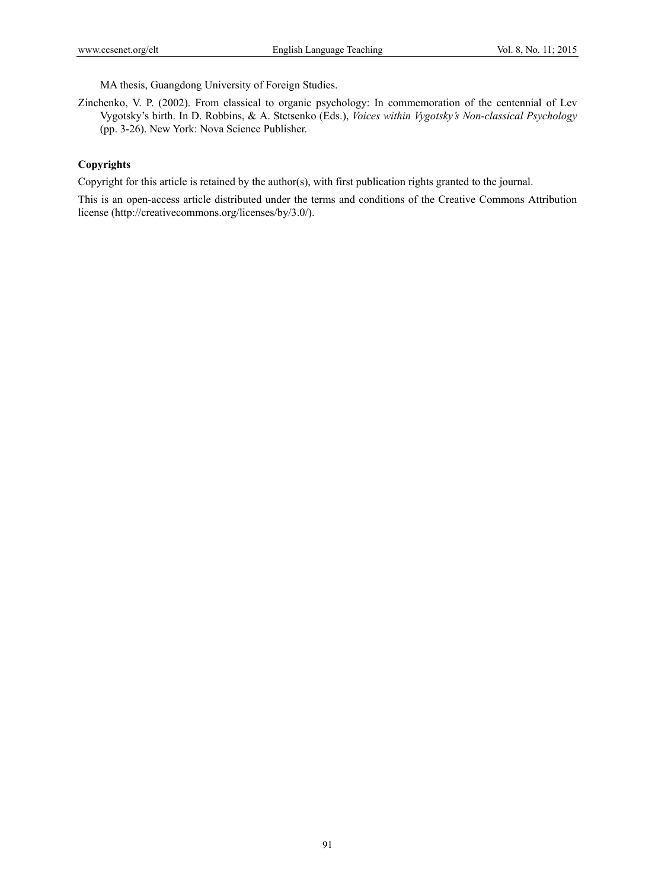MA thesis, Guangdong University of Foreign Studies.

Zinchenko, V. P. (2002). From classical to organic psychology: In commemoration of the centennial of Lev Vygotsky's birth. In D. Robbins, & A. Stetsenko (Eds.), *Voices within Vygotsky's Non-classical Psychology* (pp. 3-26). New York: Nova Science Publisher.

**Copyrights**

Copyright for this article is retained by the author(s), with first publication rights granted to the journal.

This is an open-access article distributed under the terms and conditions of the Creative Commons Attribution license (http://creativecommons.org/licenses/by/3.0/).